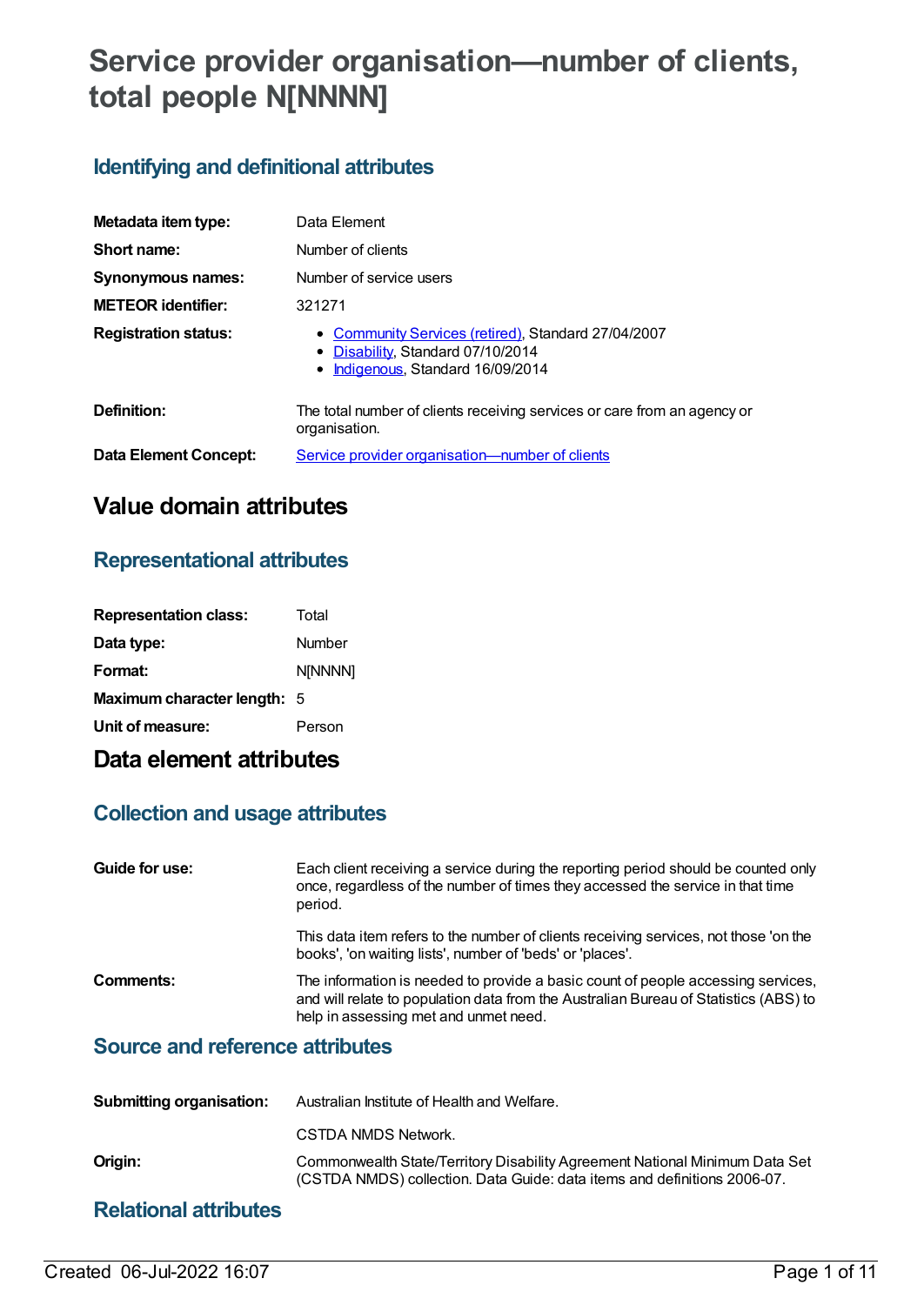# Service provider organisation—number of clients, total people N[NNNN]

## Identifying and definitional attributes

| | |
|---|---|
| **Metadata item type:** | Data Element |
| **Short name:** | Number of clients |
| **Synonymous names:** | Number of service users |
| **METEOR identifier:** | 321271 |
| **Registration status:** | • Community Services (retired), Standard 27/04/2007<br>• Disability, Standard 07/10/2014<br>• Indigenous, Standard 16/09/2014 |
| **Definition:** | The total number of clients receiving services or care from an agency or organisation. |
| **Data Element Concept:** | Service provider organisation—number of clients |

# Value domain attributes

## Representational attributes

| | |
|---|---|
| **Representation class:** | Total |
| **Data type:** | Number |
| **Format:** | N[NNNN] |
| **Maximum character length:** | 5 |
| **Unit of measure:** | Person |

# Data element attributes

## Collection and usage attributes

| | |
|---|---|
| **Guide for use:** | Each client receiving a service during the reporting period should be counted only once, regardless of the number of times they accessed the service in that time period.<br><br>This data item refers to the number of clients receiving services, not those 'on the books', 'on waiting lists', number of 'beds' or 'places'. |
| **Comments:** | The information is needed to provide a basic count of people accessing services, and will relate to population data from the Australian Bureau of Statistics (ABS) to help in assessing met and unmet need. |

## Source and reference attributes

| | |
|---|---|
| **Submitting organisation:** | Australian Institute of Health and Welfare.<br><br>CSTDA NMDS Network. |
| **Origin:** | Commonwealth State/Territory Disability Agreement National Minimum Data Set (CSTDA NMDS) collection. Data Guide: data items and definitions 2006-07. |

## Relational attributes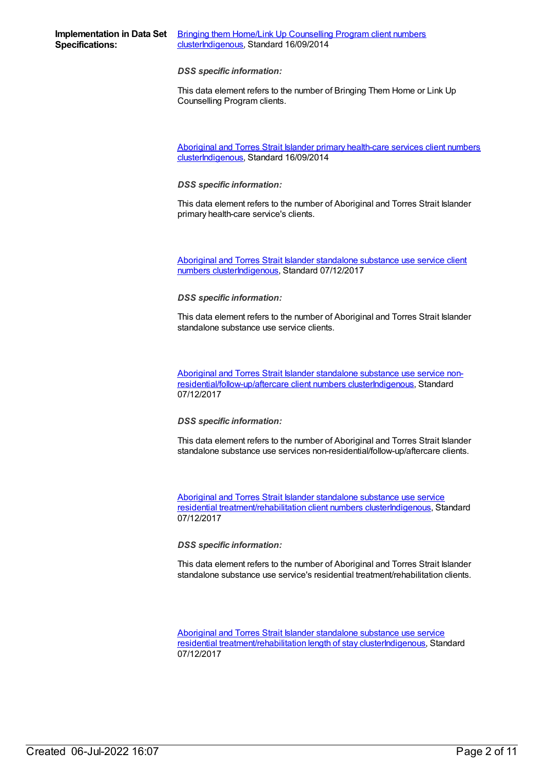**Implementation in Data Set Specifications:**

Bringing them Home/Link Up Counselling Program client numbers clusterIndigenous, Standard 16/09/2014

***DSS specific information:***

This data element refers to the number of Bringing Them Home or Link Up Counselling Program clients.

Aboriginal and Torres Strait Islander primary health-care services client numbers clusterIndigenous, Standard 16/09/2014

***DSS specific information:***

This data element refers to the number of Aboriginal and Torres Strait Islander primary health-care service's clients.

Aboriginal and Torres Strait Islander standalone substance use service client numbers clusterIndigenous, Standard 07/12/2017

***DSS specific information:***

This data element refers to the number of Aboriginal and Torres Strait Islander standalone substance use service clients.

Aboriginal and Torres Strait Islander standalone substance use service non-residential/follow-up/aftercare client numbers clusterIndigenous, Standard 07/12/2017

***DSS specific information:***

This data element refers to the number of Aboriginal and Torres Strait Islander standalone substance use services non-residential/follow-up/aftercare clients.

Aboriginal and Torres Strait Islander standalone substance use service residential treatment/rehabilitation client numbers clusterIndigenous, Standard 07/12/2017

***DSS specific information:***

This data element refers to the number of Aboriginal and Torres Strait Islander standalone substance use service's residential treatment/rehabilitation clients.

Aboriginal and Torres Strait Islander standalone substance use service residential treatment/rehabilitation length of stay clusterIndigenous, Standard 07/12/2017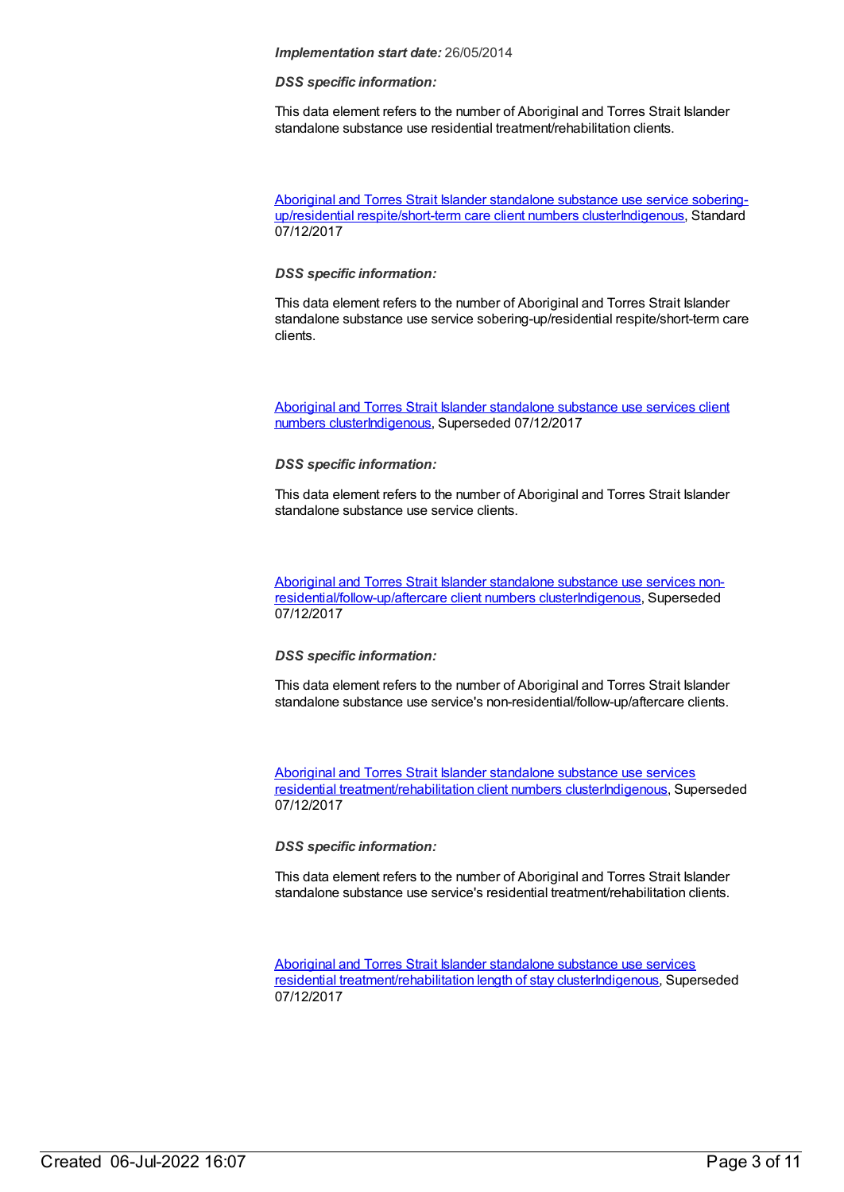***Implementation start date:*** 26/05/2014

***DSS specific information:***

This data element refers to the number of Aboriginal and Torres Strait Islander standalone substance use residential treatment/rehabilitation clients.

Aboriginal and Torres Strait Islander standalone substance use service sobering-up/residential respite/short-term care client numbers clusterIndigenous, Standard 07/12/2017

***DSS specific information:***

This data element refers to the number of Aboriginal and Torres Strait Islander standalone substance use service sobering-up/residential respite/short-term care clients.

Aboriginal and Torres Strait Islander standalone substance use services client numbers clusterIndigenous, Superseded 07/12/2017

***DSS specific information:***

This data element refers to the number of Aboriginal and Torres Strait Islander standalone substance use service clients.

Aboriginal and Torres Strait Islander standalone substance use services non-residential/follow-up/aftercare client numbers clusterIndigenous, Superseded 07/12/2017

***DSS specific information:***

This data element refers to the number of Aboriginal and Torres Strait Islander standalone substance use service's non-residential/follow-up/aftercare clients.

Aboriginal and Torres Strait Islander standalone substance use services residential treatment/rehabilitation client numbers clusterIndigenous, Superseded 07/12/2017

***DSS specific information:***

This data element refers to the number of Aboriginal and Torres Strait Islander standalone substance use service's residential treatment/rehabilitation clients.

Aboriginal and Torres Strait Islander standalone substance use services residential treatment/rehabilitation length of stay clusterIndigenous, Superseded 07/12/2017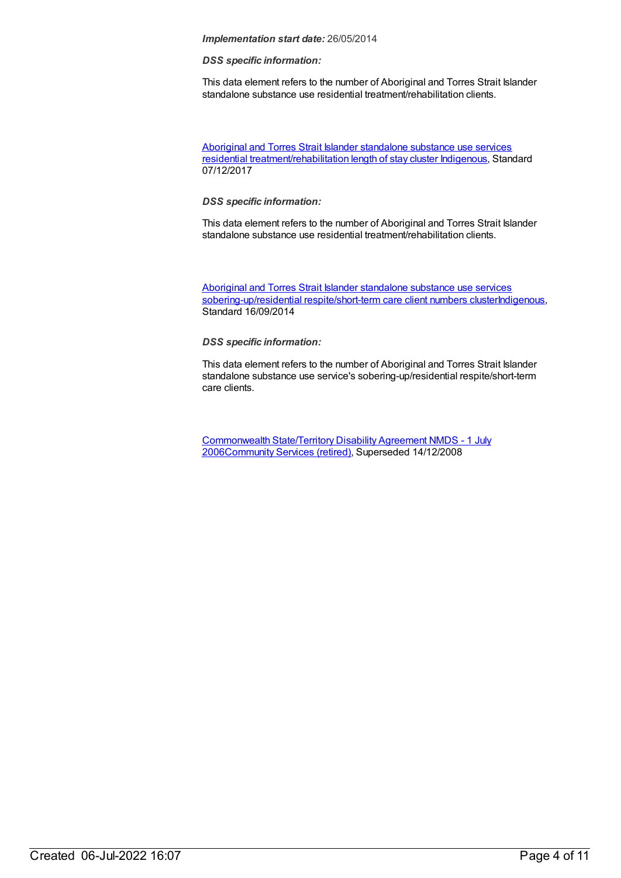***Implementation start date:*** 26/05/2014

***DSS specific information:***

This data element refers to the number of Aboriginal and Torres Strait Islander standalone substance use residential treatment/rehabilitation clients.

Aboriginal and Torres Strait Islander standalone substance use services residential treatment/rehabilitation length of stay cluster Indigenous, Standard 07/12/2017

***DSS specific information:***

This data element refers to the number of Aboriginal and Torres Strait Islander standalone substance use residential treatment/rehabilitation clients.

Aboriginal and Torres Strait Islander standalone substance use services sobering-up/residential respite/short-term care client numbers clusterIndigenous, Standard 16/09/2014

***DSS specific information:***

This data element refers to the number of Aboriginal and Torres Strait Islander standalone substance use service's sobering-up/residential respite/short-term care clients.

Commonwealth State/Territory Disability Agreement NMDS - 1 July 2006Community Services (retired), Superseded 14/12/2008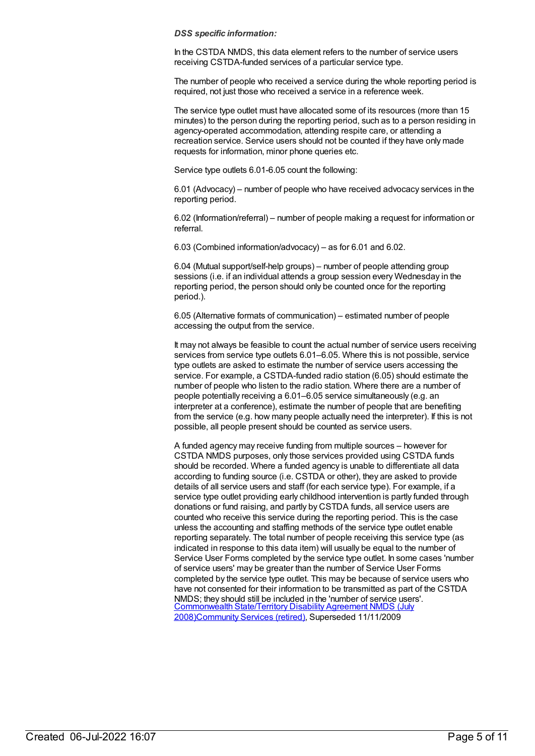*DSS specific information:*

In the CSTDA NMDS, this data element refers to the number of service users receiving CSTDA-funded services of a particular service type.

The number of people who received a service during the whole reporting period is required, not just those who received a service in a reference week.

The service type outlet must have allocated some of its resources (more than 15 minutes) to the person during the reporting period, such as to a person residing in agency-operated accommodation, attending respite care, or attending a recreation service. Service users should not be counted if they have only made requests for information, minor phone queries etc.

Service type outlets 6.01-6.05 count the following:

6.01 (Advocacy) – number of people who have received advocacy services in the reporting period.

6.02 (Information/referral) – number of people making a request for information or referral.

6.03 (Combined information/advocacy) – as for 6.01 and 6.02.

6.04 (Mutual support/self-help groups) – number of people attending group sessions (i.e. if an individual attends a group session every Wednesday in the reporting period, the person should only be counted once for the reporting period.).

6.05 (Alternative formats of communication) – estimated number of people accessing the output from the service.

It may not always be feasible to count the actual number of service users receiving services from service type outlets 6.01–6.05. Where this is not possible, service type outlets are asked to estimate the number of service users accessing the service. For example, a CSTDA-funded radio station (6.05) should estimate the number of people who listen to the radio station. Where there are a number of people potentially receiving a 6.01–6.05 service simultaneously (e.g. an interpreter at a conference), estimate the number of people that are benefiting from the service (e.g. how many people actually need the interpreter). If this is not possible, all people present should be counted as service users.

A funded agency may receive funding from multiple sources – however for CSTDA NMDS purposes, only those services provided using CSTDA funds should be recorded. Where a funded agency is unable to differentiate all data according to funding source (i.e. CSTDA or other), they are asked to provide details of all service users and staff (for each service type). For example, if a service type outlet providing early childhood intervention is partly funded through donations or fund raising, and partly by CSTDA funds, all service users are counted who receive this service during the reporting period. This is the case unless the accounting and staffing methods of the service type outlet enable reporting separately. The total number of people receiving this service type (as indicated in response to this data item) will usually be equal to the number of Service User Forms completed by the service type outlet. In some cases 'number of service users' may be greater than the number of Service User Forms completed by the service type outlet. This may be because of service users who have not consented for their information to be transmitted as part of the CSTDA NMDS; they should still be included in the 'number of service users'.
Commonwealth State/Territory Disability Agreement NMDS (July 2008)Community Services (retired), Superseded 11/11/2009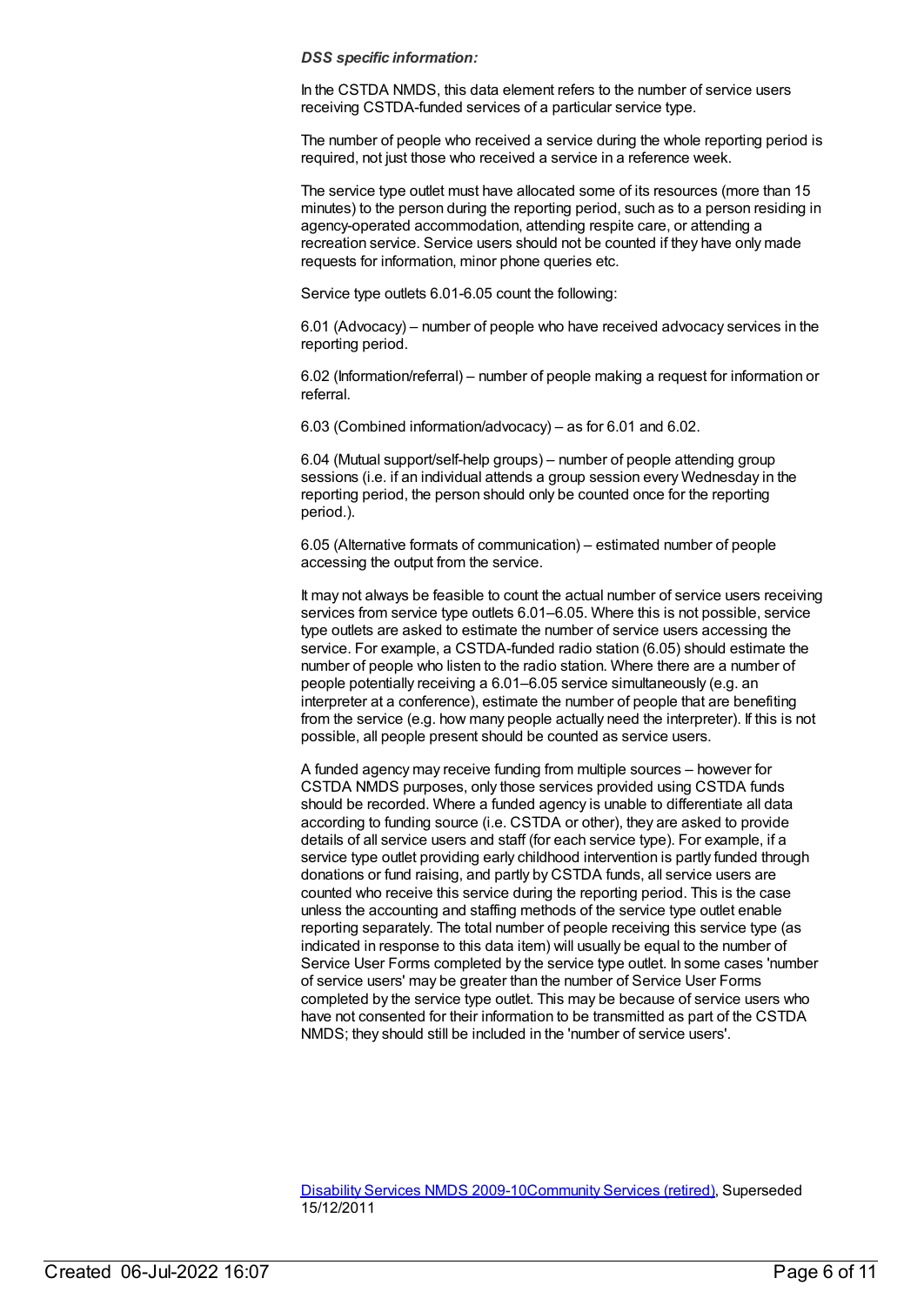***DSS specific information:***

In the CSTDA NMDS, this data element refers to the number of service users receiving CSTDA-funded services of a particular service type.

The number of people who received a service during the whole reporting period is required, not just those who received a service in a reference week.

The service type outlet must have allocated some of its resources (more than 15 minutes) to the person during the reporting period, such as to a person residing in agency-operated accommodation, attending respite care, or attending a recreation service. Service users should not be counted if they have only made requests for information, minor phone queries etc.

Service type outlets 6.01-6.05 count the following:

6.01 (Advocacy) – number of people who have received advocacy services in the reporting period.

6.02 (Information/referral) – number of people making a request for information or referral.

6.03 (Combined information/advocacy) – as for 6.01 and 6.02.

6.04 (Mutual support/self-help groups) – number of people attending group sessions (i.e. if an individual attends a group session every Wednesday in the reporting period, the person should only be counted once for the reporting period.).

6.05 (Alternative formats of communication) – estimated number of people accessing the output from the service.

It may not always be feasible to count the actual number of service users receiving services from service type outlets 6.01–6.05. Where this is not possible, service type outlets are asked to estimate the number of service users accessing the service. For example, a CSTDA-funded radio station (6.05) should estimate the number of people who listen to the radio station. Where there are a number of people potentially receiving a 6.01–6.05 service simultaneously (e.g. an interpreter at a conference), estimate the number of people that are benefiting from the service (e.g. how many people actually need the interpreter). If this is not possible, all people present should be counted as service users.

A funded agency may receive funding from multiple sources – however for CSTDA NMDS purposes, only those services provided using CSTDA funds should be recorded. Where a funded agency is unable to differentiate all data according to funding source (i.e. CSTDA or other), they are asked to provide details of all service users and staff (for each service type). For example, if a service type outlet providing early childhood intervention is partly funded through donations or fund raising, and partly by CSTDA funds, all service users are counted who receive this service during the reporting period. This is the case unless the accounting and staffing methods of the service type outlet enable reporting separately. The total number of people receiving this service type (as indicated in response to this data item) will usually be equal to the number of Service User Forms completed by the service type outlet. In some cases 'number of service users' may be greater than the number of Service User Forms completed by the service type outlet. This may be because of service users who have not consented for their information to be transmitted as part of the CSTDA NMDS; they should still be included in the 'number of service users'.

[Disability Services NMDS 2009-10](#)[Community Services (retired)](#), Superseded 15/12/2011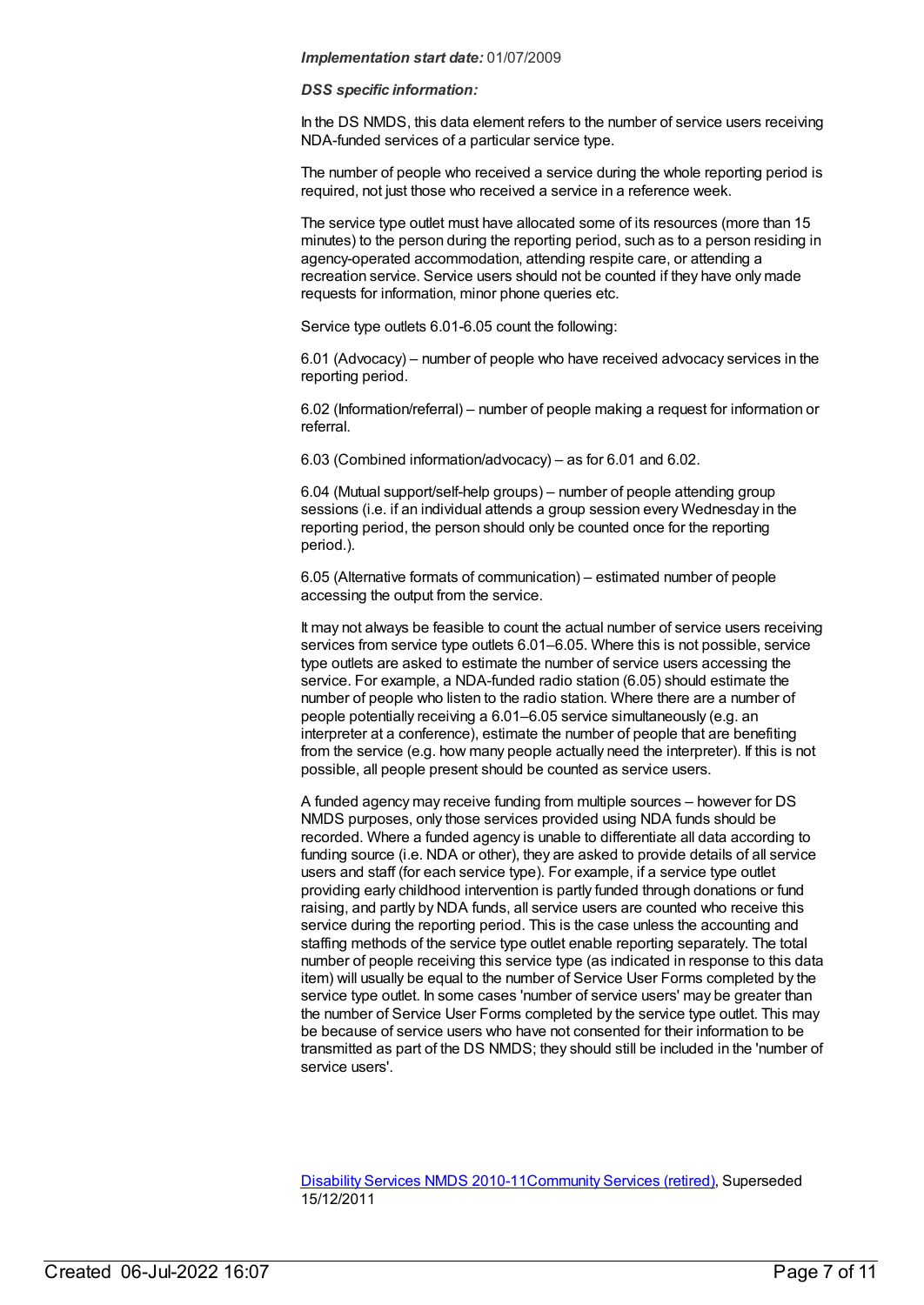***Implementation start date:*** 01/07/2009

***DSS specific information:***

In the DS NMDS, this data element refers to the number of service users receiving NDA-funded services of a particular service type.

The number of people who received a service during the whole reporting period is required, not just those who received a service in a reference week.

The service type outlet must have allocated some of its resources (more than 15 minutes) to the person during the reporting period, such as to a person residing in agency-operated accommodation, attending respite care, or attending a recreation service. Service users should not be counted if they have only made requests for information, minor phone queries etc.

Service type outlets 6.01-6.05 count the following:

6.01 (Advocacy) – number of people who have received advocacy services in the reporting period.

6.02 (Information/referral) – number of people making a request for information or referral.

6.03 (Combined information/advocacy) – as for 6.01 and 6.02.

6.04 (Mutual support/self-help groups) – number of people attending group sessions (i.e. if an individual attends a group session every Wednesday in the reporting period, the person should only be counted once for the reporting period.).

6.05 (Alternative formats of communication) – estimated number of people accessing the output from the service.

It may not always be feasible to count the actual number of service users receiving services from service type outlets 6.01–6.05. Where this is not possible, service type outlets are asked to estimate the number of service users accessing the service. For example, a NDA-funded radio station (6.05) should estimate the number of people who listen to the radio station. Where there are a number of people potentially receiving a 6.01–6.05 service simultaneously (e.g. an interpreter at a conference), estimate the number of people that are benefiting from the service (e.g. how many people actually need the interpreter). If this is not possible, all people present should be counted as service users.

A funded agency may receive funding from multiple sources – however for DS NMDS purposes, only those services provided using NDA funds should be recorded. Where a funded agency is unable to differentiate all data according to funding source (i.e. NDA or other), they are asked to provide details of all service users and staff (for each service type). For example, if a service type outlet providing early childhood intervention is partly funded through donations or fund raising, and partly by NDA funds, all service users are counted who receive this service during the reporting period. This is the case unless the accounting and staffing methods of the service type outlet enable reporting separately. The total number of people receiving this service type (as indicated in response to this data item) will usually be equal to the number of Service User Forms completed by the service type outlet. In some cases 'number of service users' may be greater than the number of Service User Forms completed by the service type outlet. This may be because of service users who have not consented for their information to be transmitted as part of the DS NMDS; they should still be included in the 'number of service users'.

Disability Services NMDS 2010-11Community Services (retired), Superseded 15/12/2011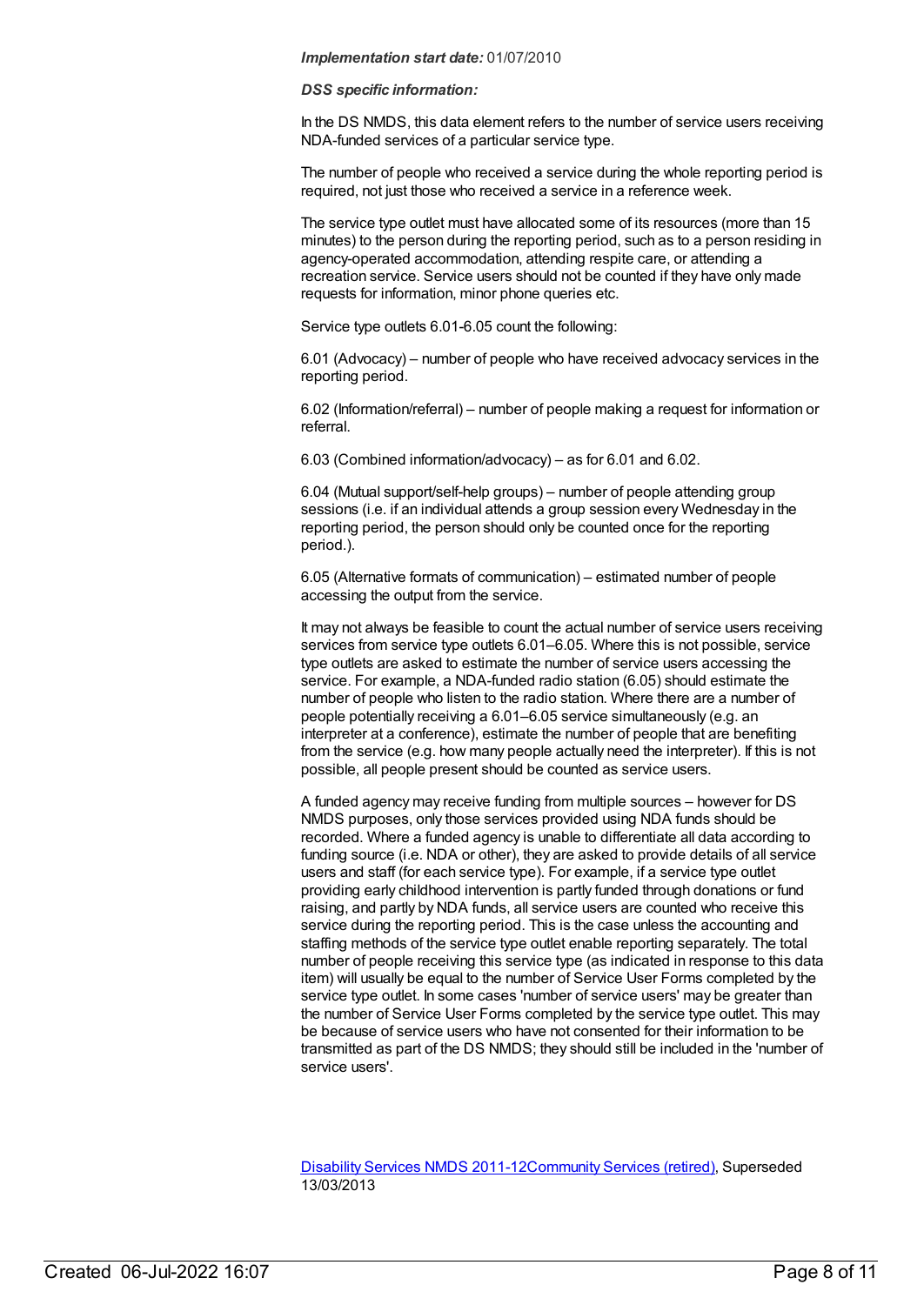***Implementation start date:*** 01/07/2010

***DSS specific information:***

In the DS NMDS, this data element refers to the number of service users receiving NDA-funded services of a particular service type.

The number of people who received a service during the whole reporting period is required, not just those who received a service in a reference week.

The service type outlet must have allocated some of its resources (more than 15 minutes) to the person during the reporting period, such as to a person residing in agency-operated accommodation, attending respite care, or attending a recreation service. Service users should not be counted if they have only made requests for information, minor phone queries etc.

Service type outlets 6.01-6.05 count the following:

6.01 (Advocacy) – number of people who have received advocacy services in the reporting period.

6.02 (Information/referral) – number of people making a request for information or referral.

6.03 (Combined information/advocacy) – as for 6.01 and 6.02.

6.04 (Mutual support/self-help groups) – number of people attending group sessions (i.e. if an individual attends a group session every Wednesday in the reporting period, the person should only be counted once for the reporting period.).

6.05 (Alternative formats of communication) – estimated number of people accessing the output from the service.

It may not always be feasible to count the actual number of service users receiving services from service type outlets 6.01–6.05. Where this is not possible, service type outlets are asked to estimate the number of service users accessing the service. For example, a NDA-funded radio station (6.05) should estimate the number of people who listen to the radio station. Where there are a number of people potentially receiving a 6.01–6.05 service simultaneously (e.g. an interpreter at a conference), estimate the number of people that are benefiting from the service (e.g. how many people actually need the interpreter). If this is not possible, all people present should be counted as service users.

A funded agency may receive funding from multiple sources – however for DS NMDS purposes, only those services provided using NDA funds should be recorded. Where a funded agency is unable to differentiate all data according to funding source (i.e. NDA or other), they are asked to provide details of all service users and staff (for each service type). For example, if a service type outlet providing early childhood intervention is partly funded through donations or fund raising, and partly by NDA funds, all service users are counted who receive this service during the reporting period. This is the case unless the accounting and staffing methods of the service type outlet enable reporting separately. The total number of people receiving this service type (as indicated in response to this data item) will usually be equal to the number of Service User Forms completed by the service type outlet. In some cases 'number of service users' may be greater than the number of Service User Forms completed by the service type outlet. This may be because of service users who have not consented for their information to be transmitted as part of the DS NMDS; they should still be included in the 'number of service users'.

Disability Services NMDS 2011-12Community Services (retired), Superseded 13/03/2013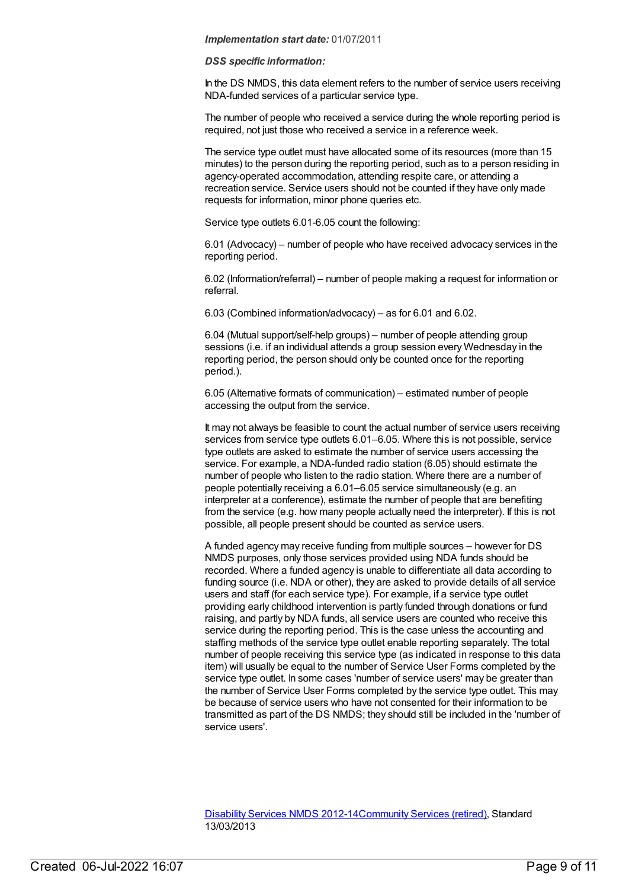***Implementation start date:*** 01/07/2011

***DSS specific information:***

In the DS NMDS, this data element refers to the number of service users receiving NDA-funded services of a particular service type.

The number of people who received a service during the whole reporting period is required, not just those who received a service in a reference week.

The service type outlet must have allocated some of its resources (more than 15 minutes) to the person during the reporting period, such as to a person residing in agency-operated accommodation, attending respite care, or attending a recreation service. Service users should not be counted if they have only made requests for information, minor phone queries etc.

Service type outlets 6.01-6.05 count the following:

6.01 (Advocacy) – number of people who have received advocacy services in the reporting period.

6.02 (Information/referral) – number of people making a request for information or referral.

6.03 (Combined information/advocacy) – as for 6.01 and 6.02.

6.04 (Mutual support/self-help groups) – number of people attending group sessions (i.e. if an individual attends a group session every Wednesday in the reporting period, the person should only be counted once for the reporting period.).

6.05 (Alternative formats of communication) – estimated number of people accessing the output from the service.

It may not always be feasible to count the actual number of service users receiving services from service type outlets 6.01–6.05. Where this is not possible, service type outlets are asked to estimate the number of service users accessing the service. For example, a NDA-funded radio station (6.05) should estimate the number of people who listen to the radio station. Where there are a number of people potentially receiving a 6.01–6.05 service simultaneously (e.g. an interpreter at a conference), estimate the number of people that are benefiting from the service (e.g. how many people actually need the interpreter). If this is not possible, all people present should be counted as service users.

A funded agency may receive funding from multiple sources – however for DS NMDS purposes, only those services provided using NDA funds should be recorded. Where a funded agency is unable to differentiate all data according to funding source (i.e. NDA or other), they are asked to provide details of all service users and staff (for each service type). For example, if a service type outlet providing early childhood intervention is partly funded through donations or fund raising, and partly by NDA funds, all service users are counted who receive this service during the reporting period. This is the case unless the accounting and staffing methods of the service type outlet enable reporting separately. The total number of people receiving this service type (as indicated in response to this data item) will usually be equal to the number of Service User Forms completed by the service type outlet. In some cases 'number of service users' may be greater than the number of Service User Forms completed by the service type outlet. This may be because of service users who have not consented for their information to be transmitted as part of the DS NMDS; they should still be included in the 'number of service users'.

[Disability Services NMDS 2012-14](#)[Community Services (retired)](#), Standard 13/03/2013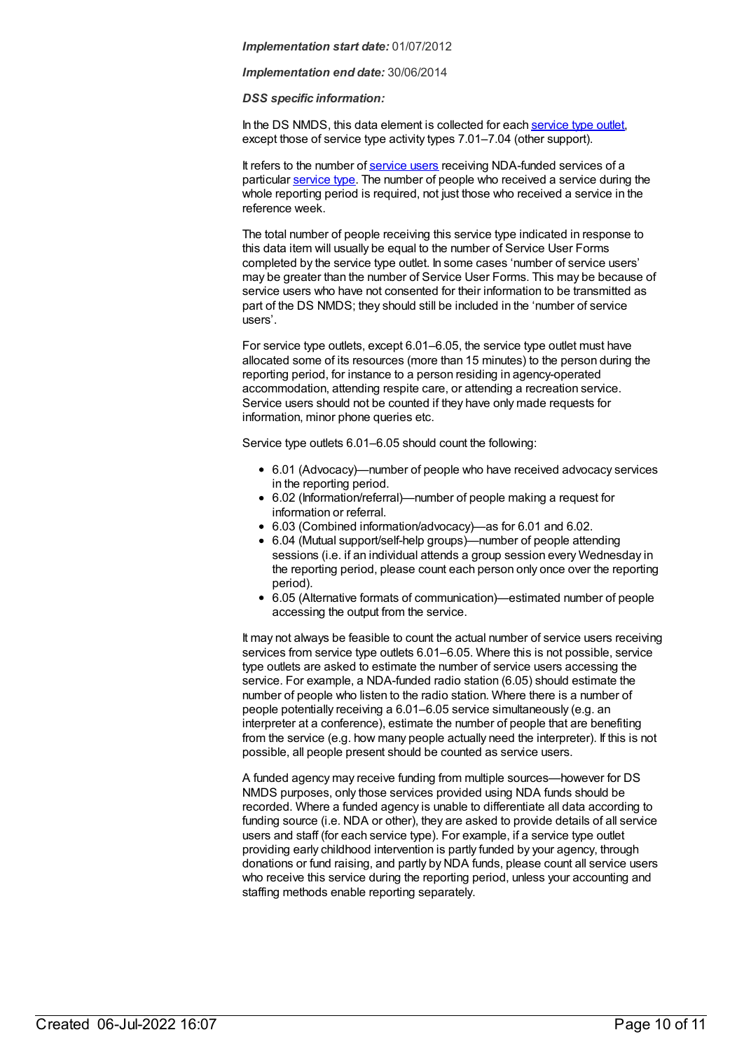***Implementation start date:*** 01/07/2012

***Implementation end date:*** 30/06/2014

***DSS specific information:***

In the DS NMDS, this data element is collected for each service type outlet, except those of service type activity types 7.01–7.04 (other support).

It refers to the number of service users receiving NDA-funded services of a particular service type. The number of people who received a service during the whole reporting period is required, not just those who received a service in the reference week.

The total number of people receiving this service type indicated in response to this data item will usually be equal to the number of Service User Forms completed by the service type outlet. In some cases 'number of service users' may be greater than the number of Service User Forms. This may be because of service users who have not consented for their information to be transmitted as part of the DS NMDS; they should still be included in the 'number of service users'.

For service type outlets, except 6.01–6.05, the service type outlet must have allocated some of its resources (more than 15 minutes) to the person during the reporting period, for instance to a person residing in agency-operated accommodation, attending respite care, or attending a recreation service. Service users should not be counted if they have only made requests for information, minor phone queries etc.

Service type outlets 6.01–6.05 should count the following:

- 6.01 (Advocacy)—number of people who have received advocacy services in the reporting period.
- 6.02 (Information/referral)—number of people making a request for information or referral.
- 6.03 (Combined information/advocacy)—as for 6.01 and 6.02.
- 6.04 (Mutual support/self-help groups)—number of people attending sessions (i.e. if an individual attends a group session every Wednesday in the reporting period, please count each person only once over the reporting period).
- 6.05 (Alternative formats of communication)—estimated number of people accessing the output from the service.

It may not always be feasible to count the actual number of service users receiving services from service type outlets 6.01–6.05. Where this is not possible, service type outlets are asked to estimate the number of service users accessing the service. For example, a NDA-funded radio station (6.05) should estimate the number of people who listen to the radio station. Where there is a number of people potentially receiving a 6.01–6.05 service simultaneously (e.g. an interpreter at a conference), estimate the number of people that are benefiting from the service (e.g. how many people actually need the interpreter). If this is not possible, all people present should be counted as service users.

A funded agency may receive funding from multiple sources—however for DS NMDS purposes, only those services provided using NDA funds should be recorded. Where a funded agency is unable to differentiate all data according to funding source (i.e. NDA or other), they are asked to provide details of all service users and staff (for each service type). For example, if a service type outlet providing early childhood intervention is partly funded by your agency, through donations or fund raising, and partly by NDA funds, please count all service users who receive this service during the reporting period, unless your accounting and staffing methods enable reporting separately.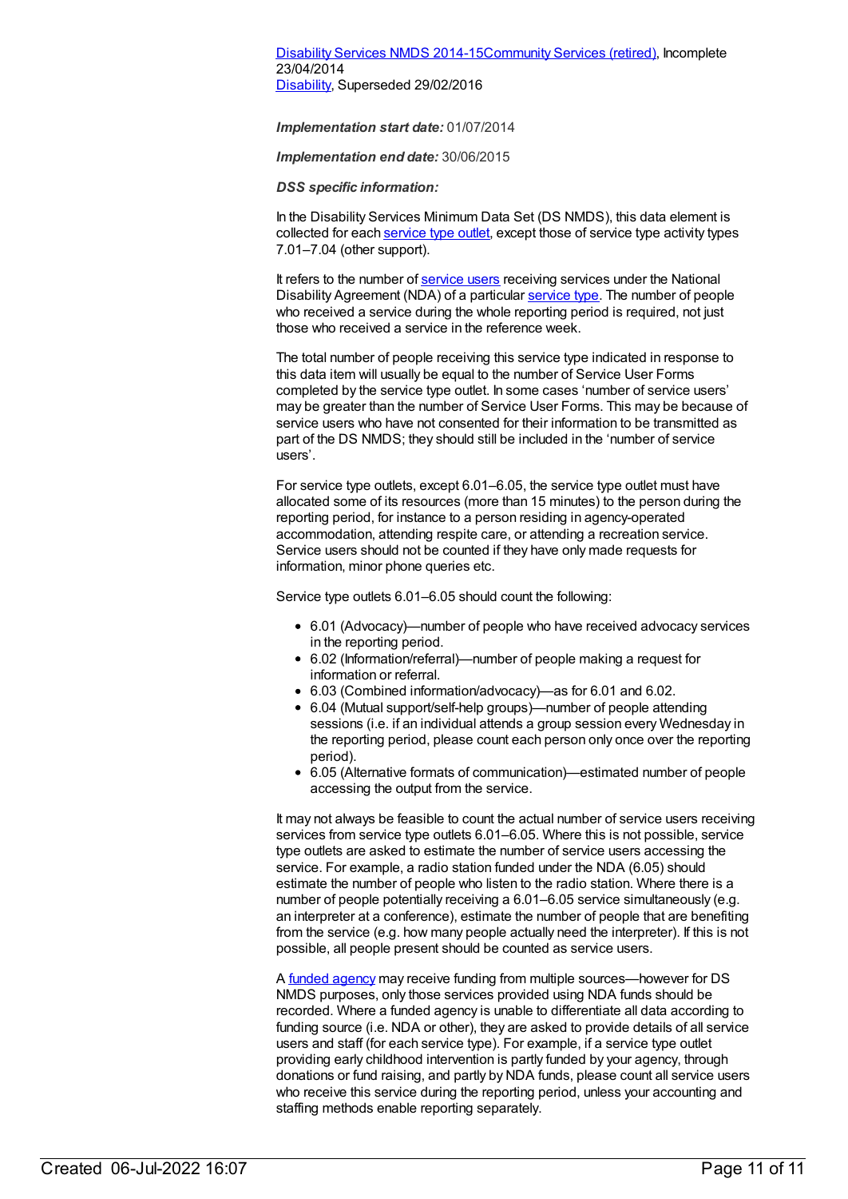Disability Services NMDS 2014-15Community Services (retired), Incomplete 23/04/2014
Disability, Superseded 29/02/2016

***Implementation start date:*** 01/07/2014

***Implementation end date:*** 30/06/2015

***DSS specific information:***

In the Disability Services Minimum Data Set (DS NMDS), this data element is collected for each service type outlet, except those of service type activity types 7.01–7.04 (other support).

It refers to the number of service users receiving services under the National Disability Agreement (NDA) of a particular service type. The number of people who received a service during the whole reporting period is required, not just those who received a service in the reference week.

The total number of people receiving this service type indicated in response to this data item will usually be equal to the number of Service User Forms completed by the service type outlet. In some cases 'number of service users' may be greater than the number of Service User Forms. This may be because of service users who have not consented for their information to be transmitted as part of the DS NMDS; they should still be included in the 'number of service users'.

For service type outlets, except 6.01–6.05, the service type outlet must have allocated some of its resources (more than 15 minutes) to the person during the reporting period, for instance to a person residing in agency-operated accommodation, attending respite care, or attending a recreation service. Service users should not be counted if they have only made requests for information, minor phone queries etc.

Service type outlets 6.01–6.05 should count the following:

- 6.01 (Advocacy)—number of people who have received advocacy services in the reporting period.
- 6.02 (Information/referral)—number of people making a request for information or referral.
- 6.03 (Combined information/advocacy)—as for 6.01 and 6.02.
- 6.04 (Mutual support/self-help groups)—number of people attending sessions (i.e. if an individual attends a group session every Wednesday in the reporting period, please count each person only once over the reporting period).
- 6.05 (Alternative formats of communication)—estimated number of people accessing the output from the service.

It may not always be feasible to count the actual number of service users receiving services from service type outlets 6.01–6.05. Where this is not possible, service type outlets are asked to estimate the number of service users accessing the service. For example, a radio station funded under the NDA (6.05) should estimate the number of people who listen to the radio station. Where there is a number of people potentially receiving a 6.01–6.05 service simultaneously (e.g. an interpreter at a conference), estimate the number of people that are benefiting from the service (e.g. how many people actually need the interpreter). If this is not possible, all people present should be counted as service users.

A funded agency may receive funding from multiple sources—however for DS NMDS purposes, only those services provided using NDA funds should be recorded. Where a funded agency is unable to differentiate all data according to funding source (i.e. NDA or other), they are asked to provide details of all service users and staff (for each service type). For example, if a service type outlet providing early childhood intervention is partly funded by your agency, through donations or fund raising, and partly by NDA funds, please count all service users who receive this service during the reporting period, unless your accounting and staffing methods enable reporting separately.